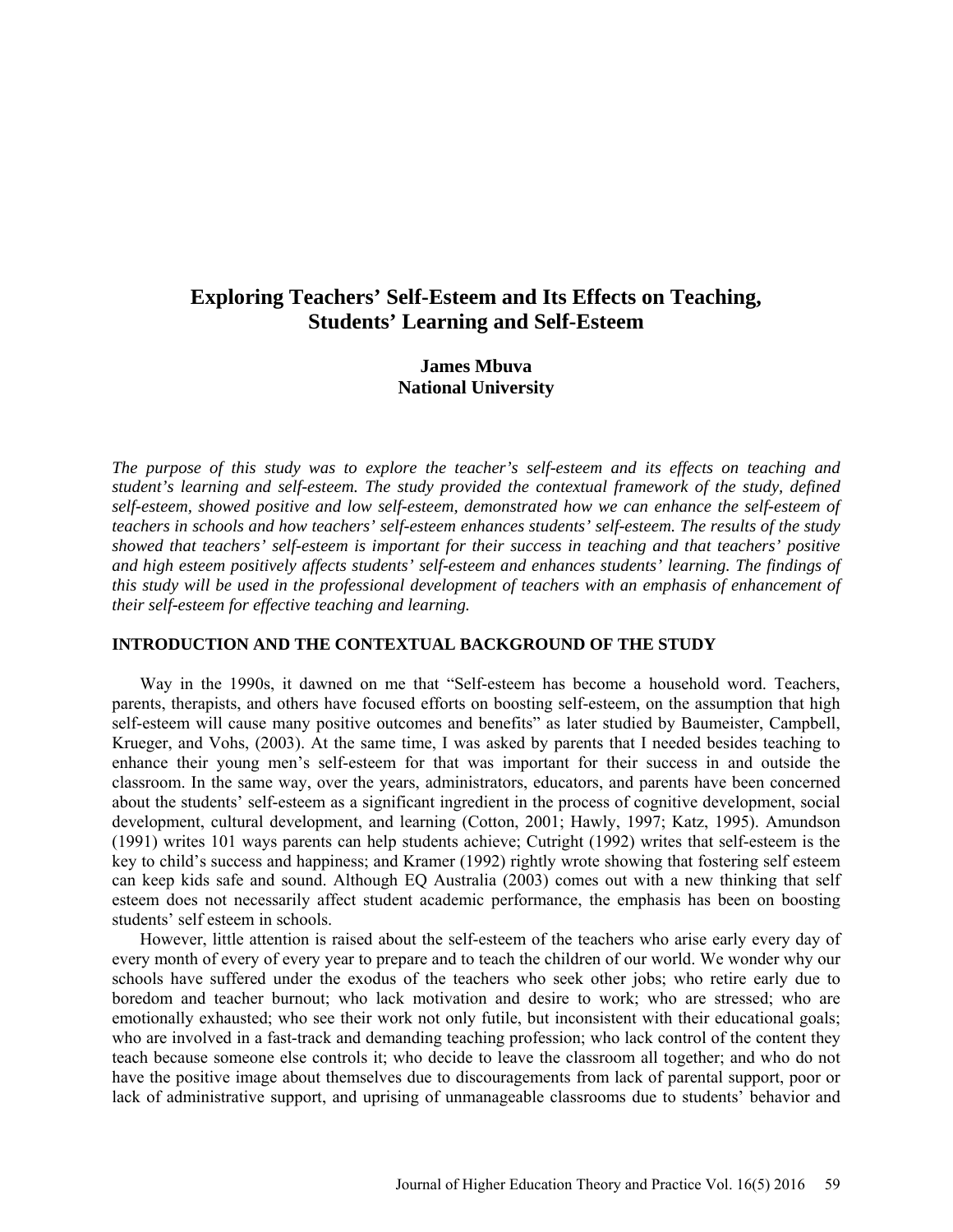# Exploring Teachers' Self-Esteem and Its Effects on Teaching, Students' Learning and Self-Esteem

**James Mbuva**
**National University**

*The purpose of this study was to explore the teacher's self-esteem and its effects on teaching and student's learning and self-esteem. The study provided the contextual framework of the study, defined self-esteem, showed positive and low self-esteem, demonstrated how we can enhance the self-esteem of teachers in schools and how teachers' self-esteem enhances students' self-esteem. The results of the study showed that teachers' self-esteem is important for their success in teaching and that teachers' positive and high esteem positively affects students' self-esteem and enhances students' learning. The findings of this study will be used in the professional development of teachers with an emphasis of enhancement of their self-esteem for effective teaching and learning.*

## INTRODUCTION AND THE CONTEXTUAL BACKGROUND OF THE STUDY

Way in the 1990s, it dawned on me that "Self-esteem has become a household word. Teachers, parents, therapists, and others have focused efforts on boosting self-esteem, on the assumption that high self-esteem will cause many positive outcomes and benefits" as later studied by Baumeister, Campbell, Krueger, and Vohs, (2003). At the same time, I was asked by parents that I needed besides teaching to enhance their young men's self-esteem for that was important for their success in and outside the classroom. In the same way, over the years, administrators, educators, and parents have been concerned about the students' self-esteem as a significant ingredient in the process of cognitive development, social development, cultural development, and learning (Cotton, 2001; Hawly, 1997; Katz, 1995). Amundson (1991) writes 101 ways parents can help students achieve; Cutright (1992) writes that self-esteem is the key to child's success and happiness; and Kramer (1992) rightly wrote showing that fostering self esteem can keep kids safe and sound. Although EQ Australia (2003) comes out with a new thinking that self esteem does not necessarily affect student academic performance, the emphasis has been on boosting students' self esteem in schools.

However, little attention is raised about the self-esteem of the teachers who arise early every day of every month of every of every year to prepare and to teach the children of our world. We wonder why our schools have suffered under the exodus of the teachers who seek other jobs; who retire early due to boredom and teacher burnout; who lack motivation and desire to work; who are stressed; who are emotionally exhausted; who see their work not only futile, but inconsistent with their educational goals; who are involved in a fast-track and demanding teaching profession; who lack control of the content they teach because someone else controls it; who decide to leave the classroom all together; and who do not have the positive image about themselves due to discouragements from lack of parental support, poor or lack of administrative support, and uprising of unmanageable classrooms due to students' behavior and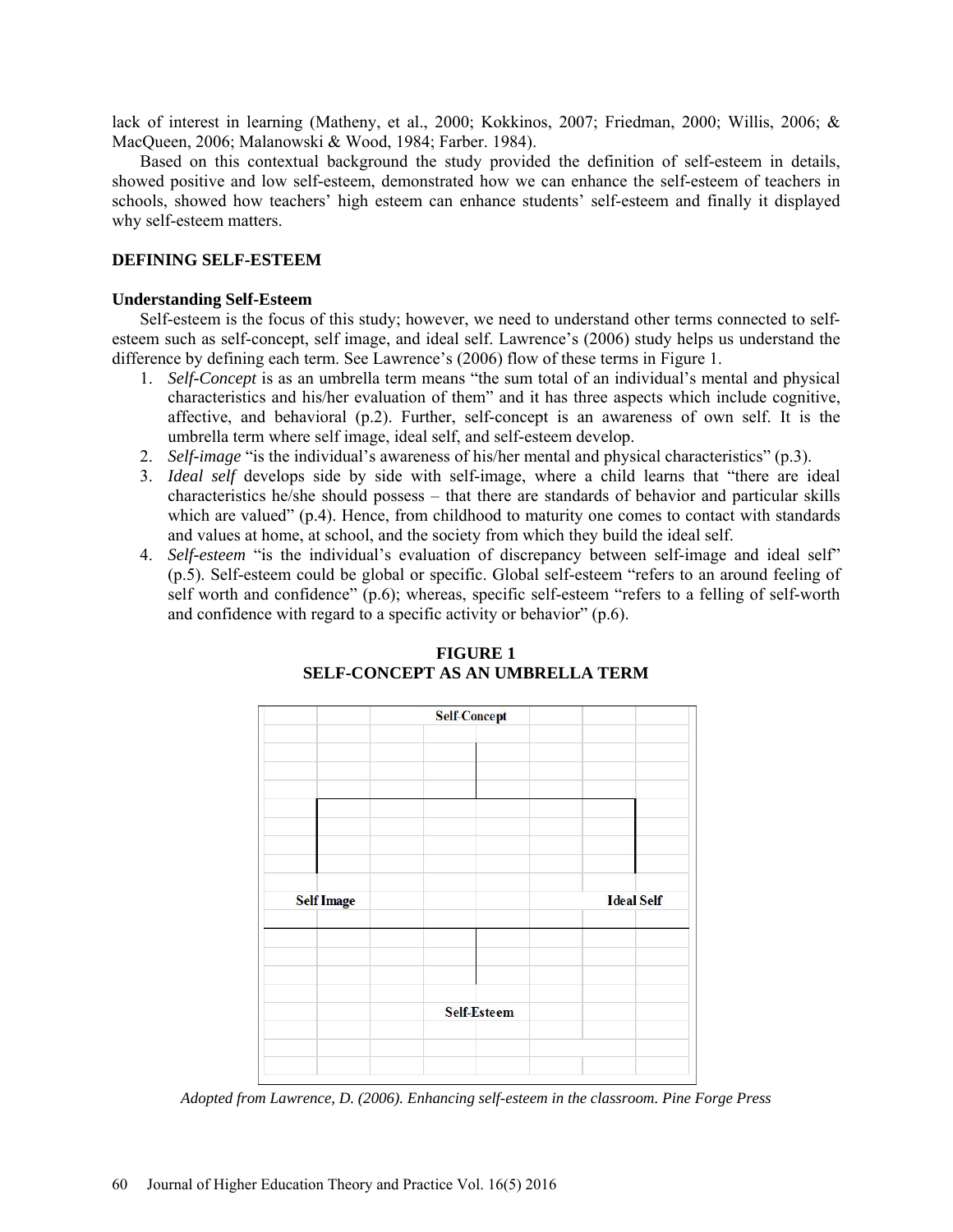lack of interest in learning (Matheny, et al., 2000; Kokkinos, 2007; Friedman, 2000; Willis, 2006; & MacQueen, 2006; Malanowski & Wood, 1984; Farber. 1984).

Based on this contextual background the study provided the definition of self-esteem in details, showed positive and low self-esteem, demonstrated how we can enhance the self-esteem of teachers in schools, showed how teachers' high esteem can enhance students' self-esteem and finally it displayed why self-esteem matters.

## DEFINING SELF-ESTEEM

### Understanding Self-Esteem

Self-esteem is the focus of this study; however, we need to understand other terms connected to self-esteem such as self-concept, self image, and ideal self. Lawrence's (2006) study helps us understand the difference by defining each term. See Lawrence's (2006) flow of these terms in Figure 1.

1. *Self-Concept* is as an umbrella term means "the sum total of an individual's mental and physical characteristics and his/her evaluation of them" and it has three aspects which include cognitive, affective, and behavioral (p.2). Further, self-concept is an awareness of own self. It is the umbrella term where self image, ideal self, and self-esteem develop.
2. *Self-image* "is the individual's awareness of his/her mental and physical characteristics" (p.3).
3. *Ideal self* develops side by side with self-image, where a child learns that "there are ideal characteristics he/she should possess – that there are standards of behavior and particular skills which are valued" (p.4). Hence, from childhood to maturity one comes to contact with standards and values at home, at school, and the society from which they build the ideal self.
4. *Self-esteem* "is the individual's evaluation of discrepancy between self-image and ideal self" (p.5). Self-esteem could be global or specific. Global self-esteem "refers to an around feeling of self worth and confidence" (p.6); whereas, specific self-esteem "refers to a felling of self-worth and confidence with regard to a specific activity or behavior" (p.6).

**FIGURE 1**
**SELF-CONCEPT AS AN UMBRELLA TERM**

Self-Concept

Self Image | Ideal Self

Self-Esteem

*Adopted from Lawrence, D. (2006). Enhancing self-esteem in the classroom. Pine Forge Press*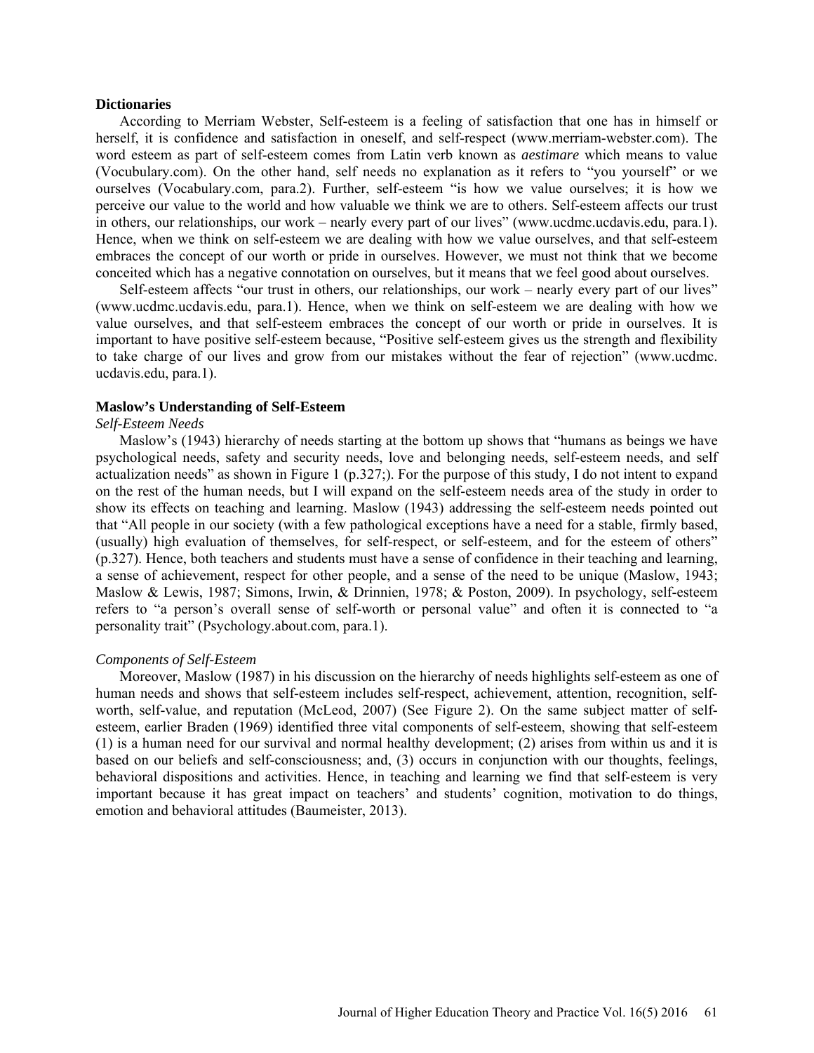### Dictionaries

According to Merriam Webster, Self-esteem is a feeling of satisfaction that one has in himself or herself, it is confidence and satisfaction in oneself, and self-respect (www.merriam-webster.com). The word esteem as part of self-esteem comes from Latin verb known as *aestimare* which means to value (Vocubulary.com). On the other hand, self needs no explanation as it refers to "you yourself" or we ourselves (Vocabulary.com, para.2). Further, self-esteem "is how we value ourselves; it is how we perceive our value to the world and how valuable we think we are to others. Self-esteem affects our trust in others, our relationships, our work – nearly every part of our lives" (www.ucdmc.ucdavis.edu, para.1). Hence, when we think on self-esteem we are dealing with how we value ourselves, and that self-esteem embraces the concept of our worth or pride in ourselves. However, we must not think that we become conceited which has a negative connotation on ourselves, but it means that we feel good about ourselves.

Self-esteem affects "our trust in others, our relationships, our work – nearly every part of our lives" (www.ucdmc.ucdavis.edu, para.1). Hence, when we think on self-esteem we are dealing with how we value ourselves, and that self-esteem embraces the concept of our worth or pride in ourselves. It is important to have positive self-esteem because, "Positive self-esteem gives us the strength and flexibility to take charge of our lives and grow from our mistakes without the fear of rejection" (www.ucdmc. ucdavis.edu, para.1).

### Maslow's Understanding of Self-Esteem

#### *Self-Esteem Needs*

Maslow's (1943) hierarchy of needs starting at the bottom up shows that "humans as beings we have psychological needs, safety and security needs, love and belonging needs, self-esteem needs, and self actualization needs" as shown in Figure 1 (p.327;). For the purpose of this study, I do not intent to expand on the rest of the human needs, but I will expand on the self-esteem needs area of the study in order to show its effects on teaching and learning. Maslow (1943) addressing the self-esteem needs pointed out that "All people in our society (with a few pathological exceptions have a need for a stable, firmly based, (usually) high evaluation of themselves, for self-respect, or self-esteem, and for the esteem of others" (p.327). Hence, both teachers and students must have a sense of confidence in their teaching and learning, a sense of achievement, respect for other people, and a sense of the need to be unique (Maslow, 1943; Maslow & Lewis, 1987; Simons, Irwin, & Drinnien, 1978; & Poston, 2009). In psychology, self-esteem refers to "a person's overall sense of self-worth or personal value" and often it is connected to "a personality trait" (Psychology.about.com, para.1).

#### *Components of Self-Esteem*

Moreover, Maslow (1987) in his discussion on the hierarchy of needs highlights self-esteem as one of human needs and shows that self-esteem includes self-respect, achievement, attention, recognition, self-worth, self-value, and reputation (McLeod, 2007) (See Figure 2). On the same subject matter of self-esteem, earlier Braden (1969) identified three vital components of self-esteem, showing that self-esteem (1) is a human need for our survival and normal healthy development; (2) arises from within us and it is based on our beliefs and self-consciousness; and, (3) occurs in conjunction with our thoughts, feelings, behavioral dispositions and activities. Hence, in teaching and learning we find that self-esteem is very important because it has great impact on teachers' and students' cognition, motivation to do things, emotion and behavioral attitudes (Baumeister, 2013).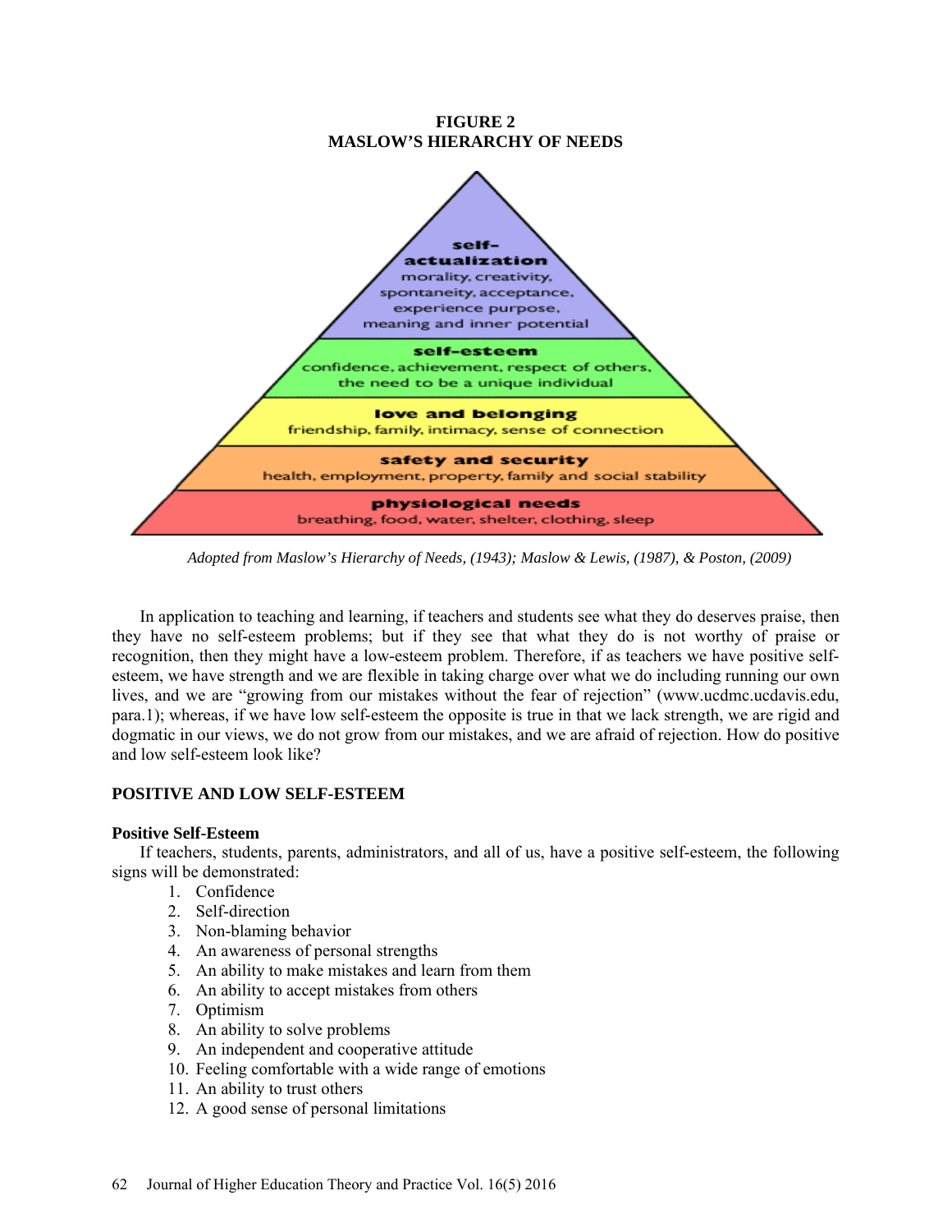**FIGURE 2**
**MASLOW'S HIERARCHY OF NEEDS**

**self-actualization**
morality, creativity, spontaneity, acceptance, experience purpose, meaning and inner potential

**self-esteem**
confidence, achievement, respect of others, the need to be a unique individual

**love and belonging**
friendship, family, intimacy, sense of connection

**safety and security**
health, employment, property, family and social stability

**physiological needs**
breathing, food, water, shelter, clothing, sleep

*Adopted from Maslow's Hierarchy of Needs, (1943); Maslow & Lewis, (1987), & Poston, (2009)*

In application to teaching and learning, if teachers and students see what they do deserves praise, then they have no self-esteem problems; but if they see that what they do is not worthy of praise or recognition, then they might have a low-esteem problem. Therefore, if as teachers we have positive self-esteem, we have strength and we are flexible in taking charge over what we do including running our own lives, and we are "growing from our mistakes without the fear of rejection" (www.ucdmc.ucdavis.edu, para.1); whereas, if we have low self-esteem the opposite is true in that we lack strength, we are rigid and dogmatic in our views, we do not grow from our mistakes, and we are afraid of rejection. How do positive and low self-esteem look like?

## POSITIVE AND LOW SELF-ESTEEM

### Positive Self-Esteem

If teachers, students, parents, administrators, and all of us, have a positive self-esteem, the following signs will be demonstrated:

1. Confidence
2. Self-direction
3. Non-blaming behavior
4. An awareness of personal strengths
5. An ability to make mistakes and learn from them
6. An ability to accept mistakes from others
7. Optimism
8. An ability to solve problems
9. An independent and cooperative attitude
10. Feeling comfortable with a wide range of emotions
11. An ability to trust others
12. A good sense of personal limitations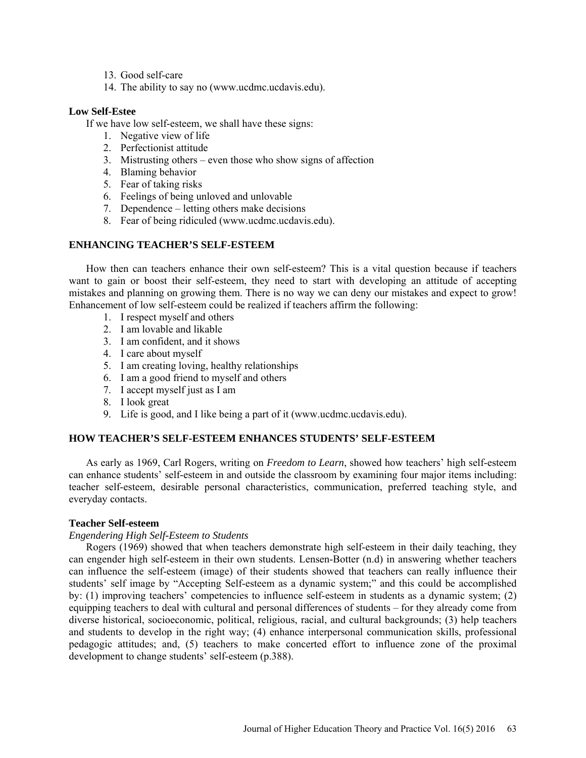13. Good self-care
14. The ability to say no (www.ucdmc.ucdavis.edu).

### Low Self-Estee

If we have low self-esteem, we shall have these signs:

1. Negative view of life
2. Perfectionist attitude
3. Mistrusting others – even those who show signs of affection
4. Blaming behavior
5. Fear of taking risks
6. Feelings of being unloved and unlovable
7. Dependence – letting others make decisions
8. Fear of being ridiculed (www.ucdmc.ucdavis.edu).

## ENHANCING TEACHER'S SELF-ESTEEM

How then can teachers enhance their own self-esteem? This is a vital question because if teachers want to gain or boost their self-esteem, they need to start with developing an attitude of accepting mistakes and planning on growing them. There is no way we can deny our mistakes and expect to grow! Enhancement of low self-esteem could be realized if teachers affirm the following:

1. I respect myself and others
2. I am lovable and likable
3. I am confident, and it shows
4. I care about myself
5. I am creating loving, healthy relationships
6. I am a good friend to myself and others
7. I accept myself just as I am
8. I look great
9. Life is good, and I like being a part of it (www.ucdmc.ucdavis.edu).

## HOW TEACHER'S SELF-ESTEEM ENHANCES STUDENTS' SELF-ESTEEM

As early as 1969, Carl Rogers, writing on *Freedom to Learn*, showed how teachers' high self-esteem can enhance students' self-esteem in and outside the classroom by examining four major items including: teacher self-esteem, desirable personal characteristics, communication, preferred teaching style, and everyday contacts.

### Teacher Self-esteem

*Engendering High Self-Esteem to Students*

Rogers (1969) showed that when teachers demonstrate high self-esteem in their daily teaching, they can engender high self-esteem in their own students. Lensen-Botter (n.d) in answering whether teachers can influence the self-esteem (image) of their students showed that teachers can really influence their students' self image by "Accepting Self-esteem as a dynamic system;" and this could be accomplished by: (1) improving teachers' competencies to influence self-esteem in students as a dynamic system; (2) equipping teachers to deal with cultural and personal differences of students – for they already come from diverse historical, socioeconomic, political, religious, racial, and cultural backgrounds; (3) help teachers and students to develop in the right way; (4) enhance interpersonal communication skills, professional pedagogic attitudes; and, (5) teachers to make concerted effort to influence zone of the proximal development to change students' self-esteem (p.388).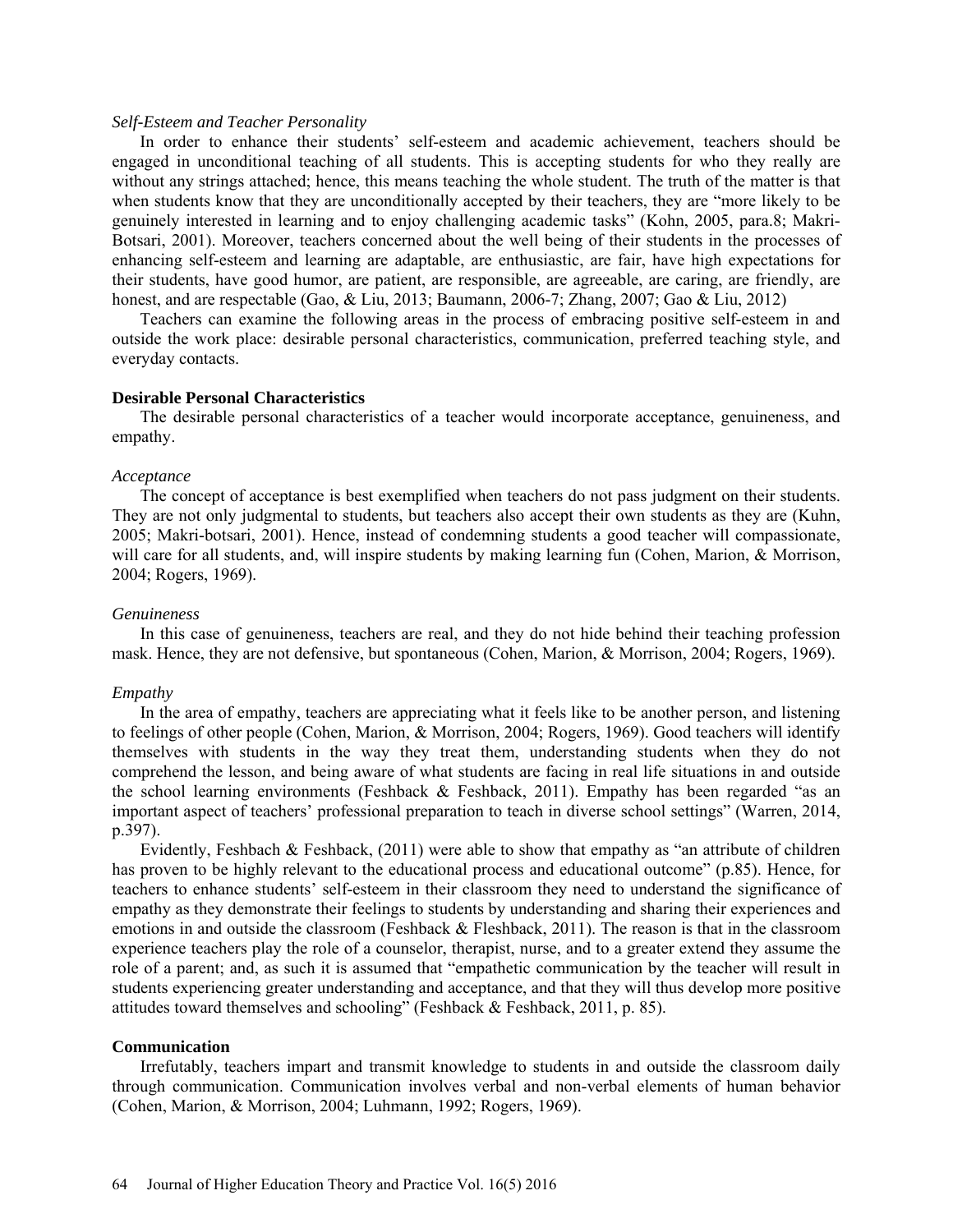*Self-Esteem and Teacher Personality*

In order to enhance their students' self-esteem and academic achievement, teachers should be engaged in unconditional teaching of all students. This is accepting students for who they really are without any strings attached; hence, this means teaching the whole student. The truth of the matter is that when students know that they are unconditionally accepted by their teachers, they are "more likely to be genuinely interested in learning and to enjoy challenging academic tasks" (Kohn, 2005, para.8; Makri-Botsari, 2001). Moreover, teachers concerned about the well being of their students in the processes of enhancing self-esteem and learning are adaptable, are enthusiastic, are fair, have high expectations for their students, have good humor, are patient, are responsible, are agreeable, are caring, are friendly, are honest, and are respectable (Gao, & Liu, 2013; Baumann, 2006-7; Zhang, 2007; Gao & Liu, 2012)

Teachers can examine the following areas in the process of embracing positive self-esteem in and outside the work place: desirable personal characteristics, communication, preferred teaching style, and everyday contacts.

## Desirable Personal Characteristics

The desirable personal characteristics of a teacher would incorporate acceptance, genuineness, and empathy.

*Acceptance*

The concept of acceptance is best exemplified when teachers do not pass judgment on their students. They are not only judgmental to students, but teachers also accept their own students as they are (Kuhn, 2005; Makri-botsari, 2001). Hence, instead of condemning students a good teacher will compassionate, will care for all students, and, will inspire students by making learning fun (Cohen, Marion, & Morrison, 2004; Rogers, 1969).

*Genuineness*

In this case of genuineness, teachers are real, and they do not hide behind their teaching profession mask. Hence, they are not defensive, but spontaneous (Cohen, Marion, & Morrison, 2004; Rogers, 1969).

*Empathy*

In the area of empathy, teachers are appreciating what it feels like to be another person, and listening to feelings of other people (Cohen, Marion, & Morrison, 2004; Rogers, 1969). Good teachers will identify themselves with students in the way they treat them, understanding students when they do not comprehend the lesson, and being aware of what students are facing in real life situations in and outside the school learning environments (Feshback & Feshback, 2011). Empathy has been regarded "as an important aspect of teachers' professional preparation to teach in diverse school settings" (Warren, 2014, p.397).

Evidently, Feshbach & Feshback, (2011) were able to show that empathy as "an attribute of children has proven to be highly relevant to the educational process and educational outcome" (p.85). Hence, for teachers to enhance students' self-esteem in their classroom they need to understand the significance of empathy as they demonstrate their feelings to students by understanding and sharing their experiences and emotions in and outside the classroom (Feshback & Fleshback, 2011). The reason is that in the classroom experience teachers play the role of a counselor, therapist, nurse, and to a greater extend they assume the role of a parent; and, as such it is assumed that "empathetic communication by the teacher will result in students experiencing greater understanding and acceptance, and that they will thus develop more positive attitudes toward themselves and schooling" (Feshback & Feshback, 2011, p. 85).

## Communication

Irrefutably, teachers impart and transmit knowledge to students in and outside the classroom daily through communication. Communication involves verbal and non-verbal elements of human behavior (Cohen, Marion, & Morrison, 2004; Luhmann, 1992; Rogers, 1969).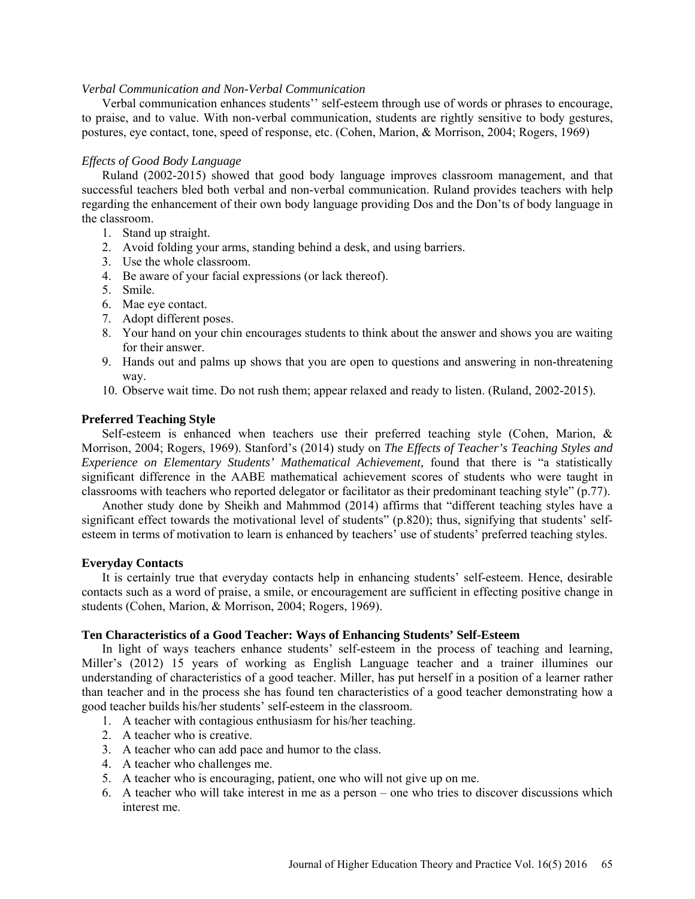*Verbal Communication and Non-Verbal Communication*

Verbal communication enhances students'' self-esteem through use of words or phrases to encourage, to praise, and to value. With non-verbal communication, students are rightly sensitive to body gestures, postures, eye contact, tone, speed of response, etc. (Cohen, Marion, & Morrison, 2004; Rogers, 1969)

*Effects of Good Body Language*

Ruland (2002-2015) showed that good body language improves classroom management, and that successful teachers bled both verbal and non-verbal communication. Ruland provides teachers with help regarding the enhancement of their own body language providing Dos and the Don'ts of body language in the classroom.

1. Stand up straight.
2. Avoid folding your arms, standing behind a desk, and using barriers.
3. Use the whole classroom.
4. Be aware of your facial expressions (or lack thereof).
5. Smile.
6. Mae eye contact.
7. Adopt different poses.
8. Your hand on your chin encourages students to think about the answer and shows you are waiting for their answer.
9. Hands out and palms up shows that you are open to questions and answering in non-threatening way.
10. Observe wait time. Do not rush them; appear relaxed and ready to listen. (Ruland, 2002-2015).

**Preferred Teaching Style**

Self-esteem is enhanced when teachers use their preferred teaching style (Cohen, Marion, & Morrison, 2004; Rogers, 1969). Stanford's (2014) study on *The Effects of Teacher's Teaching Styles and Experience on Elementary Students' Mathematical Achievement,* found that there is "a statistically significant difference in the AABE mathematical achievement scores of students who were taught in classrooms with teachers who reported delegator or facilitator as their predominant teaching style" (p.77).

Another study done by Sheikh and Mahmmod (2014) affirms that "different teaching styles have a significant effect towards the motivational level of students" (p.820); thus, signifying that students' self-esteem in terms of motivation to learn is enhanced by teachers' use of students' preferred teaching styles.

**Everyday Contacts**

It is certainly true that everyday contacts help in enhancing students' self-esteem. Hence, desirable contacts such as a word of praise, a smile, or encouragement are sufficient in effecting positive change in students (Cohen, Marion, & Morrison, 2004; Rogers, 1969).

**Ten Characteristics of a Good Teacher: Ways of Enhancing Students' Self-Esteem**

In light of ways teachers enhance students' self-esteem in the process of teaching and learning, Miller's (2012) 15 years of working as English Language teacher and a trainer illumines our understanding of characteristics of a good teacher. Miller, has put herself in a position of a learner rather than teacher and in the process she has found ten characteristics of a good teacher demonstrating how a good teacher builds his/her students' self-esteem in the classroom.

1. A teacher with contagious enthusiasm for his/her teaching.
2. A teacher who is creative.
3. A teacher who can add pace and humor to the class.
4. A teacher who challenges me.
5. A teacher who is encouraging, patient, one who will not give up on me.
6. A teacher who will take interest in me as a person – one who tries to discover discussions which interest me.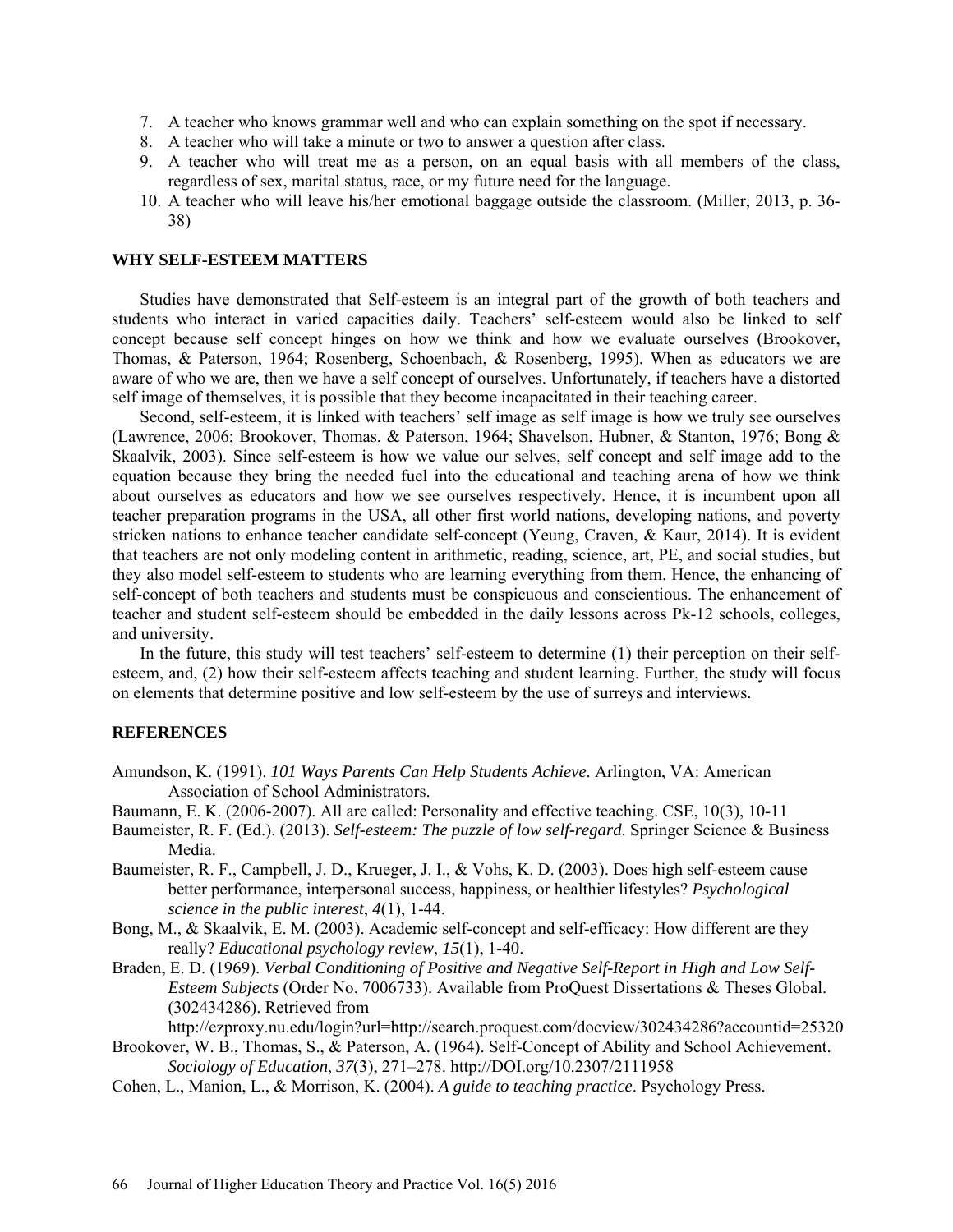7. A teacher who knows grammar well and who can explain something on the spot if necessary.
8. A teacher who will take a minute or two to answer a question after class.
9. A teacher who will treat me as a person, on an equal basis with all members of the class, regardless of sex, marital status, race, or my future need for the language.
10. A teacher who will leave his/her emotional baggage outside the classroom. (Miller, 2013, p. 36-38)

## WHY SELF-ESTEEM MATTERS

Studies have demonstrated that Self-esteem is an integral part of the growth of both teachers and students who interact in varied capacities daily. Teachers' self-esteem would also be linked to self concept because self concept hinges on how we think and how we evaluate ourselves (Brookover, Thomas, & Paterson, 1964; Rosenberg, Schoenbach, & Rosenberg, 1995). When as educators we are aware of who we are, then we have a self concept of ourselves. Unfortunately, if teachers have a distorted self image of themselves, it is possible that they become incapacitated in their teaching career.

Second, self-esteem, it is linked with teachers' self image as self image is how we truly see ourselves (Lawrence, 2006; Brookover, Thomas, & Paterson, 1964; Shavelson, Hubner, & Stanton, 1976; Bong & Skaalvik, 2003). Since self-esteem is how we value our selves, self concept and self image add to the equation because they bring the needed fuel into the educational and teaching arena of how we think about ourselves as educators and how we see ourselves respectively. Hence, it is incumbent upon all teacher preparation programs in the USA, all other first world nations, developing nations, and poverty stricken nations to enhance teacher candidate self-concept (Yeung, Craven, & Kaur, 2014). It is evident that teachers are not only modeling content in arithmetic, reading, science, art, PE, and social studies, but they also model self-esteem to students who are learning everything from them. Hence, the enhancing of self-concept of both teachers and students must be conspicuous and conscientious. The enhancement of teacher and student self-esteem should be embedded in the daily lessons across Pk-12 schools, colleges, and university.

In the future, this study will test teachers' self-esteem to determine (1) their perception on their self-esteem, and, (2) how their self-esteem affects teaching and student learning. Further, the study will focus on elements that determine positive and low self-esteem by the use of surreys and interviews.

## REFERENCES

Amundson, K. (1991). *101 Ways Parents Can Help Students Achieve*. Arlington, VA: American Association of School Administrators.

Baumann, E. K. (2006-2007). All are called: Personality and effective teaching. CSE, 10(3), 10-11

Baumeister, R. F. (Ed.). (2013). *Self-esteem: The puzzle of low self-regard*. Springer Science & Business Media.

Baumeister, R. F., Campbell, J. D., Krueger, J. I., & Vohs, K. D. (2003). Does high self-esteem cause better performance, interpersonal success, happiness, or healthier lifestyles? *Psychological science in the public interest*, *4*(1), 1-44.

Bong, M., & Skaalvik, E. M. (2003). Academic self-concept and self-efficacy: How different are they really? *Educational psychology review*, *15*(1), 1-40.

Braden, E. D. (1969). *Verbal Conditioning of Positive and Negative Self-Report in High and Low Self-Esteem Subjects* (Order No. 7006733). Available from ProQuest Dissertations & Theses Global. (302434286). Retrieved from http://ezproxy.nu.edu/login?url=http://search.proquest.com/docview/302434286?accountid=25320

Brookover, W. B., Thomas, S., & Paterson, A. (1964). Self-Concept of Ability and School Achievement. *Sociology of Education*, *37*(3), 271–278. http://DOI.org/10.2307/2111958

Cohen, L., Manion, L., & Morrison, K. (2004). *A guide to teaching practice*. Psychology Press.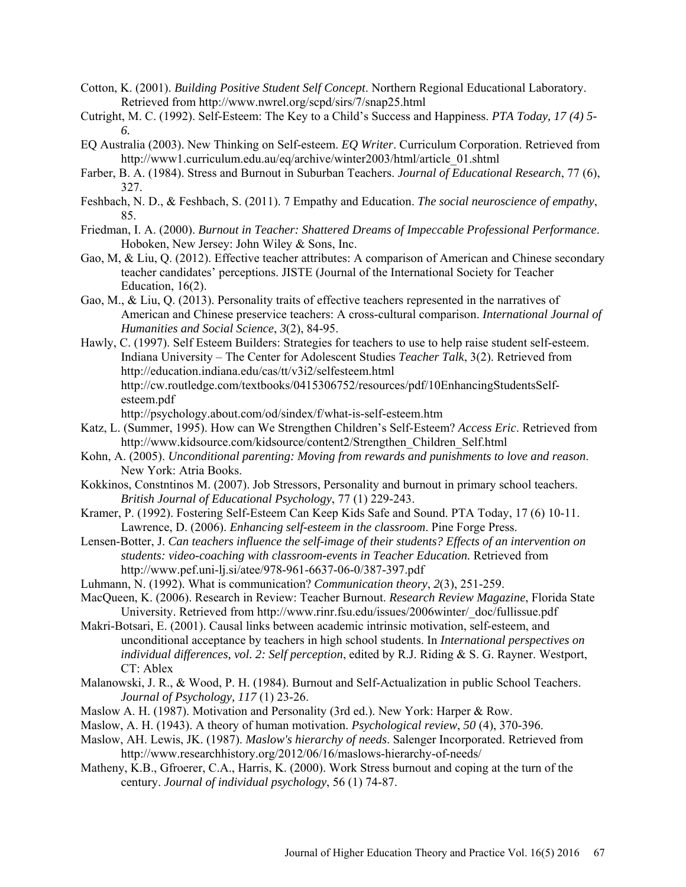Cotton, K. (2001). *Building Positive Student Self Concept*. Northern Regional Educational Laboratory. Retrieved from http://www.nwrel.org/scpd/sirs/7/snap25.html

Cutright, M. C. (1992). Self-Esteem: The Key to a Child's Success and Happiness. *PTA Today, 17 (4) 5-6.*

EQ Australia (2003). New Thinking on Self-esteem. *EQ Writer*. Curriculum Corporation. Retrieved from http://www1.curriculum.edu.au/eq/archive/winter2003/html/article_01.shtml

Farber, B. A. (1984). Stress and Burnout in Suburban Teachers. *Journal of Educational Research*, 77 (6), 327.

Feshbach, N. D., & Feshbach, S. (2011). 7 Empathy and Education. *The social neuroscience of empathy*, 85.

Friedman, I. A. (2000). *Burnout in Teacher: Shattered Dreams of Impeccable Professional Performance*. Hoboken, New Jersey: John Wiley & Sons, Inc.

Gao, M, & Liu, Q. (2012). Effective teacher attributes: A comparison of American and Chinese secondary teacher candidates' perceptions. JISTE (Journal of the International Society for Teacher Education, 16(2).

Gao, M., & Liu, Q. (2013). Personality traits of effective teachers represented in the narratives of American and Chinese preservice teachers: A cross-cultural comparison. *International Journal of Humanities and Social Science*, *3*(2), 84-95.

Hawly, C. (1997). Self Esteem Builders: Strategies for teachers to use to help raise student self-esteem. Indiana University – The Center for Adolescent Studies *Teacher Talk*, 3(2). Retrieved from http://education.indiana.edu/cas/tt/v3i2/selfesteem.html
http://cw.routledge.com/textbooks/0415306752/resources/pdf/10EnhancingStudentsSelf-esteem.pdf
http://psychology.about.com/od/sindex/f/what-is-self-esteem.htm

Katz, L. (Summer, 1995). How can We Strengthen Children's Self-Esteem? *Access Eric*. Retrieved from http://www.kidsource.com/kidsource/content2/Strengthen_Children_Self.html

Kohn, A. (2005). *Unconditional parenting: Moving from rewards and punishments to love and reason*. New York: Atria Books.

Kokkinos, Constntinos M. (2007). Job Stressors, Personality and burnout in primary school teachers. *British Journal of Educational Psychology*, 77 (1) 229-243.

Kramer, P. (1992). Fostering Self-Esteem Can Keep Kids Safe and Sound. PTA Today, 17 (6) 10-11. Lawrence, D. (2006). *Enhancing self-esteem in the classroom*. Pine Forge Press.

Lensen-Botter, J. *Can teachers influence the self-image of their students? Effects of an intervention on students: video-coaching with classroom-events in Teacher Education.* Retrieved from http://www.pef.uni-lj.si/atee/978-961-6637-06-0/387-397.pdf

Luhmann, N. (1992). What is communication? *Communication theory*, *2*(3), 251-259.

MacQueen, K. (2006). Research in Review: Teacher Burnout. *Research Review Magazine*, Florida State University. Retrieved from http://www.rinr.fsu.edu/issues/2006winter/_doc/fullissue.pdf

Makri-Botsari, E. (2001). Causal links between academic intrinsic motivation, self-esteem, and unconditional acceptance by teachers in high school students. In *International perspectives on individual differences, vol. 2: Self perception*, edited by R.J. Riding & S. G. Rayner. Westport, CT: Ablex

Malanowski, J. R., & Wood, P. H. (1984). Burnout and Self-Actualization in public School Teachers. *Journal of Psychology, 117* (1) 23-26.

Maslow A. H. (1987). Motivation and Personality (3rd ed.). New York: Harper & Row.

Maslow, A. H. (1943). A theory of human motivation. *Psychological review*, *50* (4), 370-396.

Maslow, AH. Lewis, JK. (1987). *Maslow's hierarchy of needs*. Salenger Incorporated. Retrieved from http://www.researchhistory.org/2012/06/16/maslows-hierarchy-of-needs/

Matheny, K.B., Gfroerer, C.A., Harris, K. (2000). Work Stress burnout and coping at the turn of the century. *Journal of individual psychology*, 56 (1) 74-87.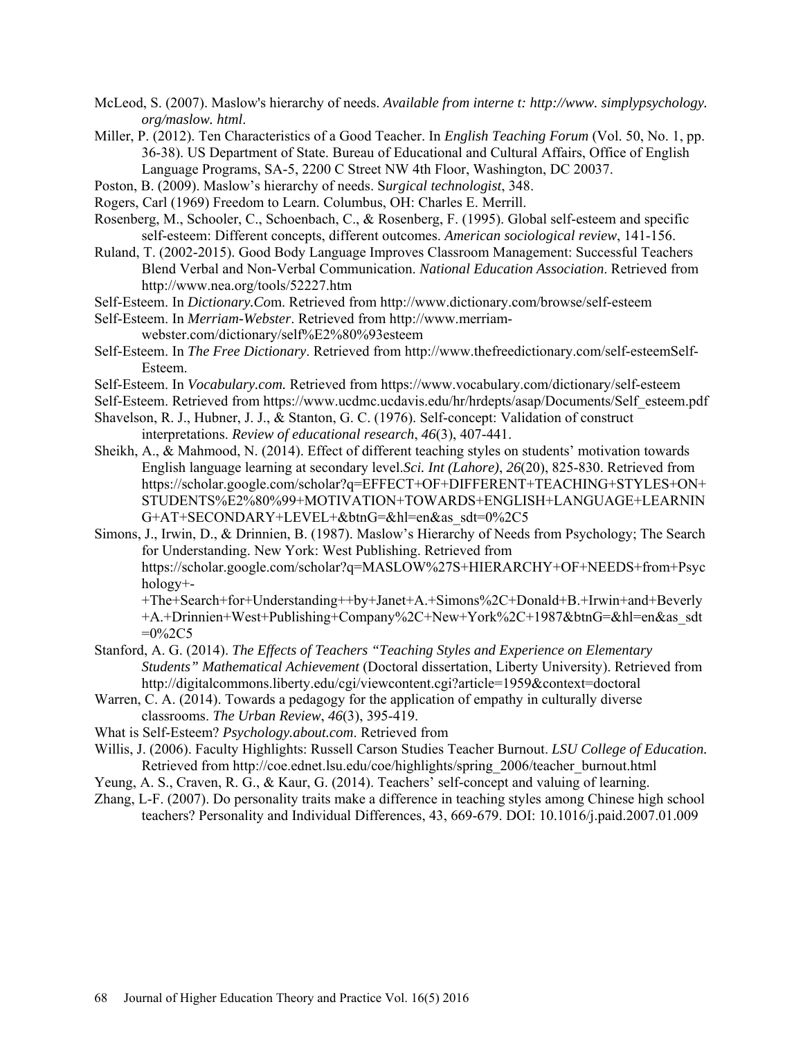McLeod, S. (2007). Maslow's hierarchy of needs. *Available from interne t: http://www. simplypsychology. org/maslow. html*.

Miller, P. (2012). Ten Characteristics of a Good Teacher. In *English Teaching Forum* (Vol. 50, No. 1, pp. 36-38). US Department of State. Bureau of Educational and Cultural Affairs, Office of English Language Programs, SA-5, 2200 C Street NW 4th Floor, Washington, DC 20037.

Poston, B. (2009). Maslow's hierarchy of needs. S*urgical technologist*, 348.

Rogers, Carl (1969) Freedom to Learn. Columbus, OH: Charles E. Merrill.

Rosenberg, M., Schooler, C., Schoenbach, C., & Rosenberg, F. (1995). Global self-esteem and specific self-esteem: Different concepts, different outcomes. *American sociological review*, 141-156.

Ruland, T. (2002-2015). Good Body Language Improves Classroom Management: Successful Teachers Blend Verbal and Non-Verbal Communication. *National Education Association*. Retrieved from http://www.nea.org/tools/52227.htm

Self-Esteem. In *Dictionary.Co*m. Retrieved from http://www.dictionary.com/browse/self-esteem

Self-Esteem. In *Merriam-Webster*. Retrieved from http://www.merriam-webster.com/dictionary/self%E2%80%93esteem

Self-Esteem. In *The Free Dictionary*. Retrieved from http://www.thefreedictionary.com/self-esteemSelf-Esteem.

Self-Esteem. In *Vocabulary.com.* Retrieved from https://www.vocabulary.com/dictionary/self-esteem

Self-Esteem. Retrieved from https://www.ucdmc.ucdavis.edu/hr/hrdepts/asap/Documents/Self_esteem.pdf

Shavelson, R. J., Hubner, J. J., & Stanton, G. C. (1976). Self-concept: Validation of construct interpretations. *Review of educational research*, *46*(3), 407-441.

Sheikh, A., & Mahmood, N. (2014). Effect of different teaching styles on students' motivation towards English language learning at secondary level.*Sci. Int (Lahore)*, *26*(20), 825-830. Retrieved from https://scholar.google.com/scholar?q=EFFECT+OF+DIFFERENT+TEACHING+STYLES+ON+STUDENTS%E2%80%99+MOTIVATION+TOWARDS+ENGLISH+LANGUAGE+LEARNING+AT+SECONDARY+LEVEL+&btnG=&hl=en&as_sdt=0%2C5

Simons, J., Irwin, D., & Drinnien, B. (1987). Maslow's Hierarchy of Needs from Psychology; The Search for Understanding. New York: West Publishing. Retrieved from https://scholar.google.com/scholar?q=MASLOW%27S+HIERARCHY+OF+NEEDS+from+Psychology+-+The+Search+for+Understanding++by+Janet+A.+Simons%2C+Donald+B.+Irwin+and+Beverly+A.+Drinnien+West+Publishing+Company%2C+New+York%2C+1987&btnG=&hl=en&as_sdt=0%2C5

Stanford, A. G. (2014). *The Effects of Teachers "Teaching Styles and Experience on Elementary Students" Mathematical Achievement* (Doctoral dissertation, Liberty University). Retrieved from http://digitalcommons.liberty.edu/cgi/viewcontent.cgi?article=1959&context=doctoral

Warren, C. A. (2014). Towards a pedagogy for the application of empathy in culturally diverse classrooms. *The Urban Review*, *46*(3), 395-419.

What is Self-Esteem? *Psychology.about.com*. Retrieved from

Willis, J. (2006). Faculty Highlights: Russell Carson Studies Teacher Burnout. *LSU College of Education.* Retrieved from http://coe.ednet.lsu.edu/coe/highlights/spring_2006/teacher_burnout.html

Yeung, A. S., Craven, R. G., & Kaur, G. (2014). Teachers' self-concept and valuing of learning.

Zhang, L-F. (2007). Do personality traits make a difference in teaching styles among Chinese high school teachers? Personality and Individual Differences, 43, 669-679. DOI: 10.1016/j.paid.2007.01.009